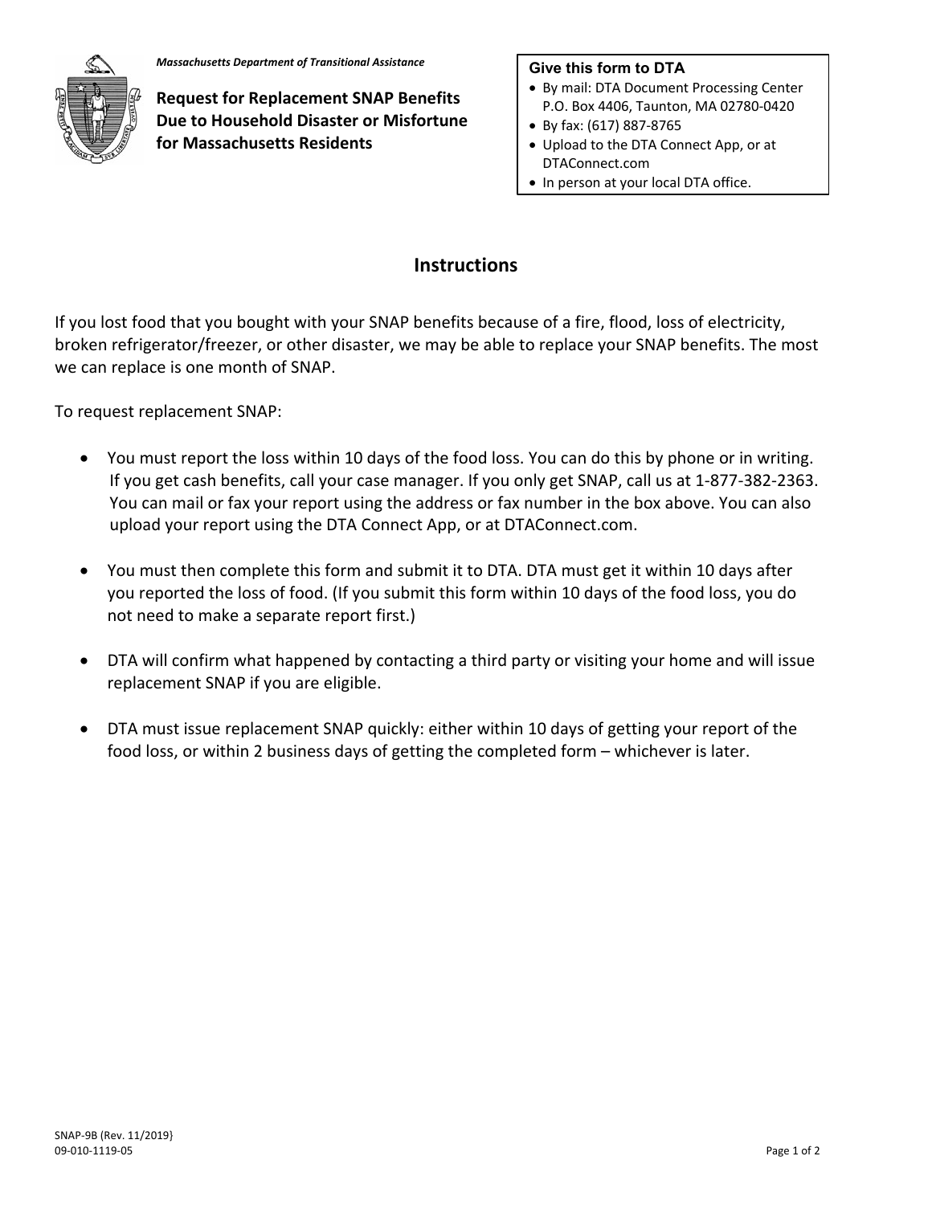*Massachusetts Department of Transitional Assistance*

**Request for Replacement SNAP Benefits Due to Household Disaster or Misfortune for Massachusetts Residents**

**Give this form to DTA**

- By mail: DTA Document Processing Center P.O. Box 4406, Taunton, MA 02780-0420
- By fax: (617) 887-8765
- Upload to the DTA Connect App, or at DTAConnect.com
- In person at your local DTA office.

## Instructions

If you lost food that you bought with your SNAP benefits because of a fire, flood, loss of electricity, broken refrigerator/freezer, or other disaster, we may be able to replace your SNAP benefits. The most we can replace is one month of SNAP.

To request replacement SNAP:

- You must report the loss within 10 days of the food loss. You can do this by phone or in writing. If you get cash benefits, call your case manager. If you only get SNAP, call us at 1-877-382-2363. You can mail or fax your report using the address or fax number in the box above. You can also upload your report using the DTA Connect App, or at DTAConnect.com.

- You must then complete this form and submit it to DTA. DTA must get it within 10 days after you reported the loss of food. (If you submit this form within 10 days of the food loss, you do not need to make a separate report first.)

- DTA will confirm what happened by contacting a third party or visiting your home and will issue replacement SNAP if you are eligible.

- DTA must issue replacement SNAP quickly: either within 10 days of getting your report of the food loss, or within 2 business days of getting the completed form – whichever is later.

SNAP-9B (Rev. 11/2019}
09-010-1119-05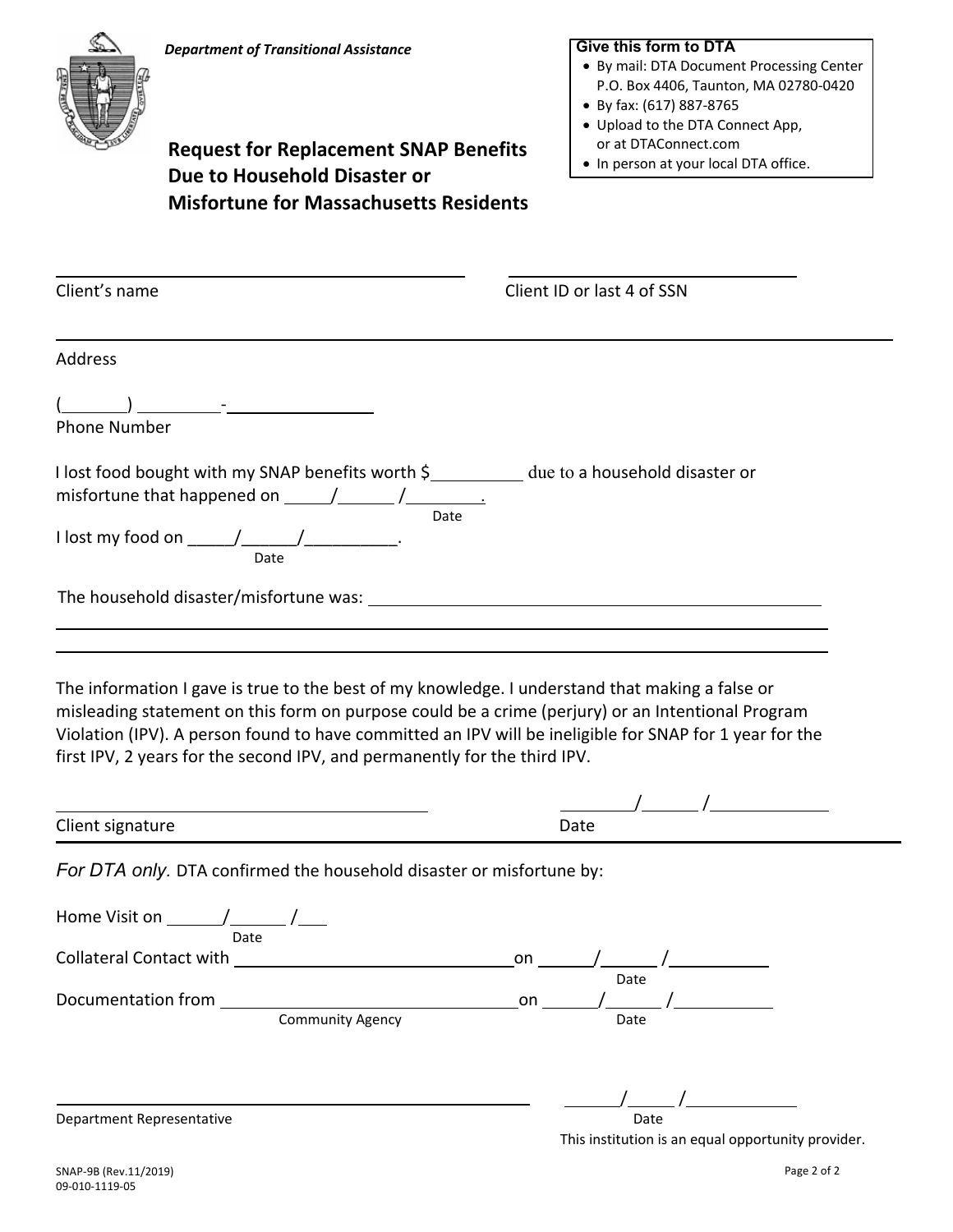Department of Transitional Assistance

**Give this form to DTA**

- By mail: DTA Document Processing Center P.O. Box 4406, Taunton, MA 02780-0420
- By fax: (617) 887-8765
- Upload to the DTA Connect App, or at DTAConnect.com
- In person at your local DTA office.

# Request for Replacement SNAP Benefits Due to Household Disaster or Misfortune for Massachusetts Residents

______________________________ Client's name

______________________________ Client ID or last 4 of SSN

______________________________ Address

(_______) _________-________________ Phone Number

I lost food bought with my SNAP benefits worth $__________ due to a household disaster or misfortune that happened on _____/______ /________. (Date)

I lost my food on _____/______/__________. (Date)

The household disaster/misfortune was: ______________________________________________

______________________________________________

______________________________________________

The information I gave is true to the best of my knowledge. I understand that making a false or misleading statement on this form on purpose could be a crime (perjury) or an Intentional Program Violation (IPV). A person found to have committed an IPV will be ineligible for SNAP for 1 year for the first IPV, 2 years for the second IPV, and permanently for the third IPV.

______________________________ Client signature

________/______ /____________ Date

*For DTA only.* DTA confirmed the household disaster or misfortune by:

Home Visit on ______/______ /___ (Date)

Collateral Contact with ______________________________ on ______/______ /__________ (Date)

Documentation from ______________________________ (Community Agency) on ______/______ /__________ (Date)

______________________________ Department Representative

______/_____ /____________ Date

This institution is an equal opportunity provider.

SNAP-9B (Rev.11/2019)
09-010-1119-05